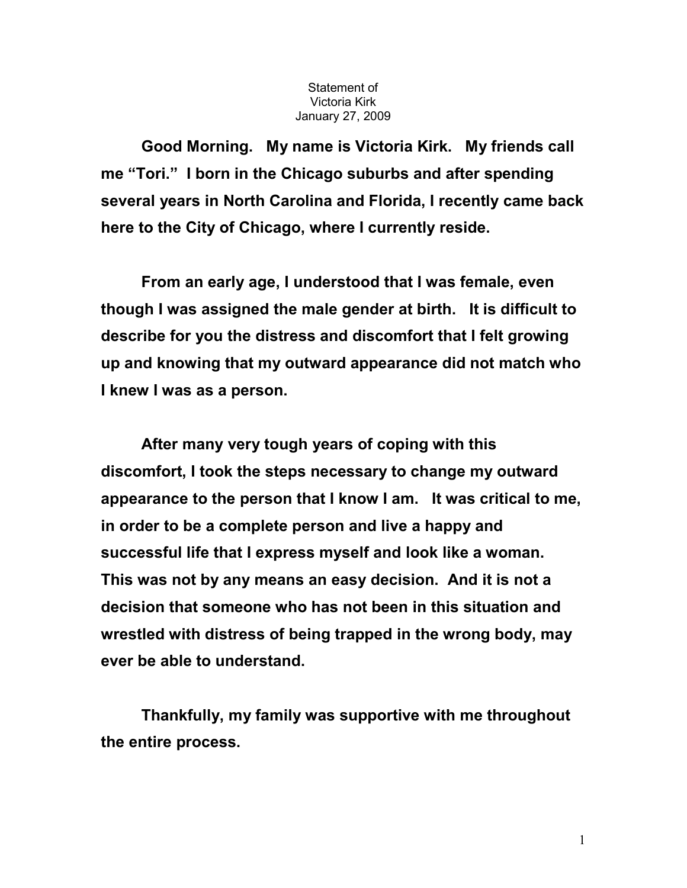Statement of
Victoria Kirk
January 27, 2009

**Good Morning. My name is Victoria Kirk. My friends call me "Tori." I born in the Chicago suburbs and after spending several years in North Carolina and Florida, I recently came back here to the City of Chicago, where I currently reside.**

**From an early age, I understood that I was female, even though I was assigned the male gender at birth. It is difficult to describe for you the distress and discomfort that I felt growing up and knowing that my outward appearance did not match who I knew I was as a person.**

**After many very tough years of coping with this discomfort, I took the steps necessary to change my outward appearance to the person that I know I am. It was critical to me, in order to be a complete person and live a happy and successful life that I express myself and look like a woman. This was not by any means an easy decision. And it is not a decision that someone who has not been in this situation and wrestled with distress of being trapped in the wrong body, may ever be able to understand.**

**Thankfully, my family was supportive with me throughout the entire process.**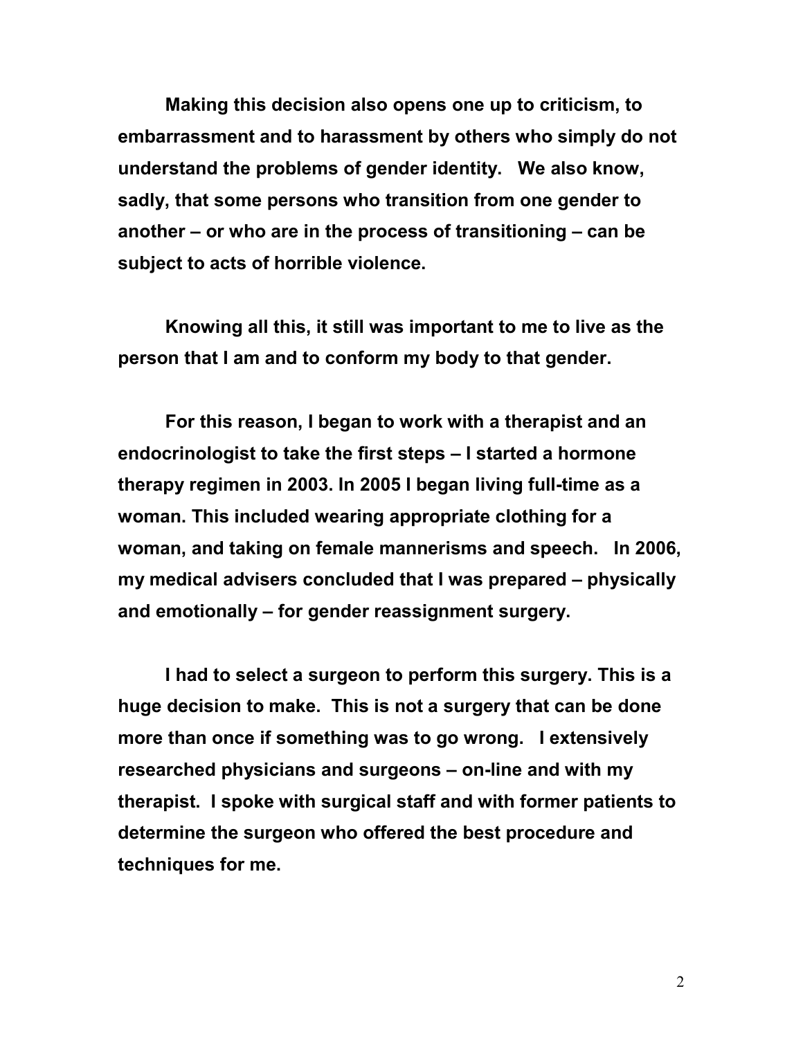**Making this decision also opens one up to criticism, to embarrassment and to harassment by others who simply do not understand the problems of gender identity. We also know, sadly, that some persons who transition from one gender to another – or who are in the process of transitioning – can be subject to acts of horrible violence.**

**Knowing all this, it still was important to me to live as the person that I am and to conform my body to that gender.**

**For this reason, I began to work with a therapist and an endocrinologist to take the first steps – I started a hormone therapy regimen in 2003. In 2005 I began living full-time as a woman. This included wearing appropriate clothing for a woman, and taking on female mannerisms and speech. In 2006, my medical advisers concluded that I was prepared – physically and emotionally – for gender reassignment surgery.**

**I had to select a surgeon to perform this surgery. This is a huge decision to make. This is not a surgery that can be done more than once if something was to go wrong. I extensively researched physicians and surgeons – on-line and with my therapist. I spoke with surgical staff and with former patients to determine the surgeon who offered the best procedure and techniques for me.**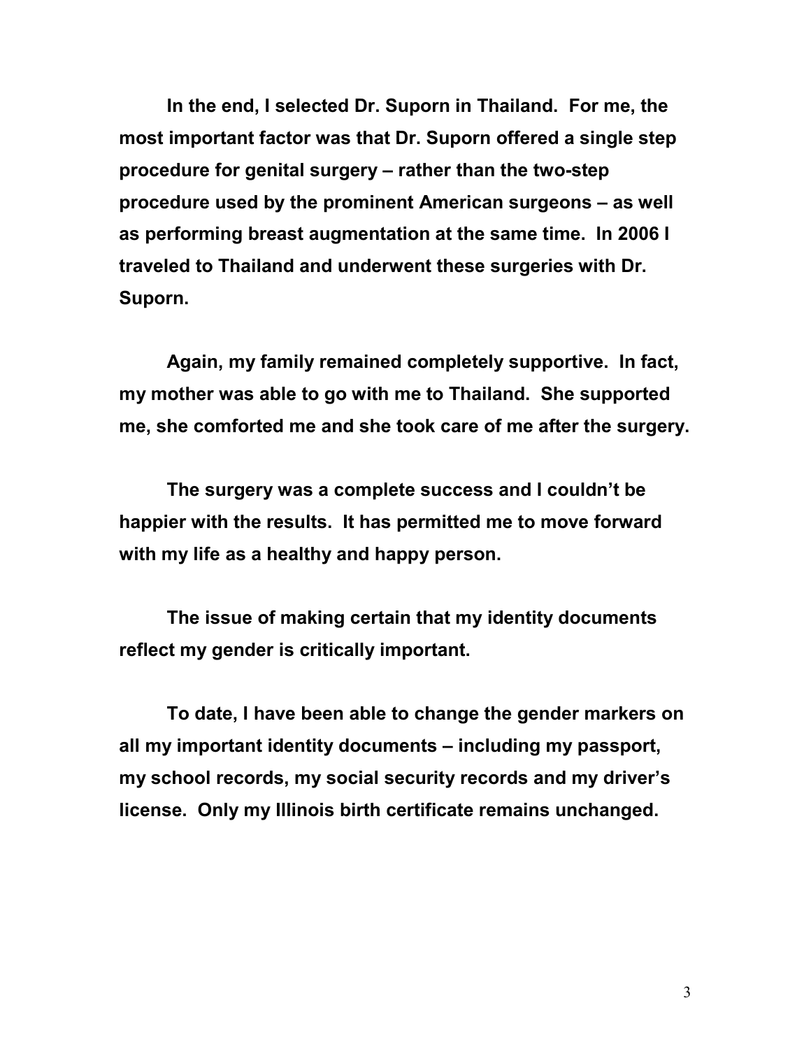**In the end, I selected Dr. Suporn in Thailand. For me, the most important factor was that Dr. Suporn offered a single step procedure for genital surgery – rather than the two-step procedure used by the prominent American surgeons – as well as performing breast augmentation at the same time. In 2006 I traveled to Thailand and underwent these surgeries with Dr. Suporn.**

**Again, my family remained completely supportive. In fact, my mother was able to go with me to Thailand. She supported me, she comforted me and she took care of me after the surgery.**

**The surgery was a complete success and I couldn't be happier with the results. It has permitted me to move forward with my life as a healthy and happy person.**

**The issue of making certain that my identity documents reflect my gender is critically important.**

**To date, I have been able to change the gender markers on all my important identity documents – including my passport, my school records, my social security records and my driver's license. Only my Illinois birth certificate remains unchanged.**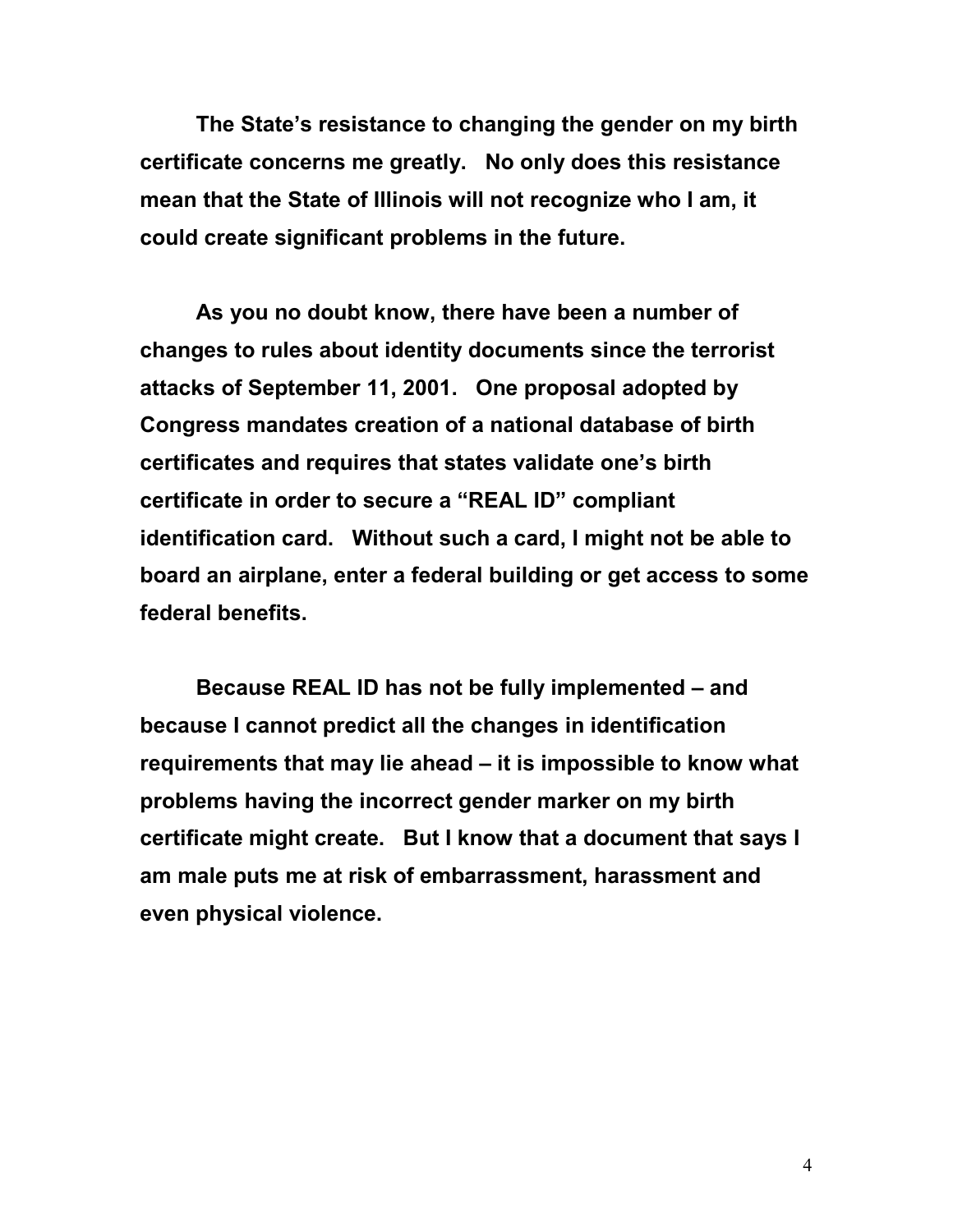**The State's resistance to changing the gender on my birth certificate concerns me greatly. No only does this resistance mean that the State of Illinois will not recognize who I am, it could create significant problems in the future.**

**As you no doubt know, there have been a number of changes to rules about identity documents since the terrorist attacks of September 11, 2001. One proposal adopted by Congress mandates creation of a national database of birth certificates and requires that states validate one's birth certificate in order to secure a "REAL ID" compliant identification card. Without such a card, I might not be able to board an airplane, enter a federal building or get access to some federal benefits.**

**Because REAL ID has not be fully implemented – and because I cannot predict all the changes in identification requirements that may lie ahead – it is impossible to know what problems having the incorrect gender marker on my birth certificate might create. But I know that a document that says I am male puts me at risk of embarrassment, harassment and even physical violence.**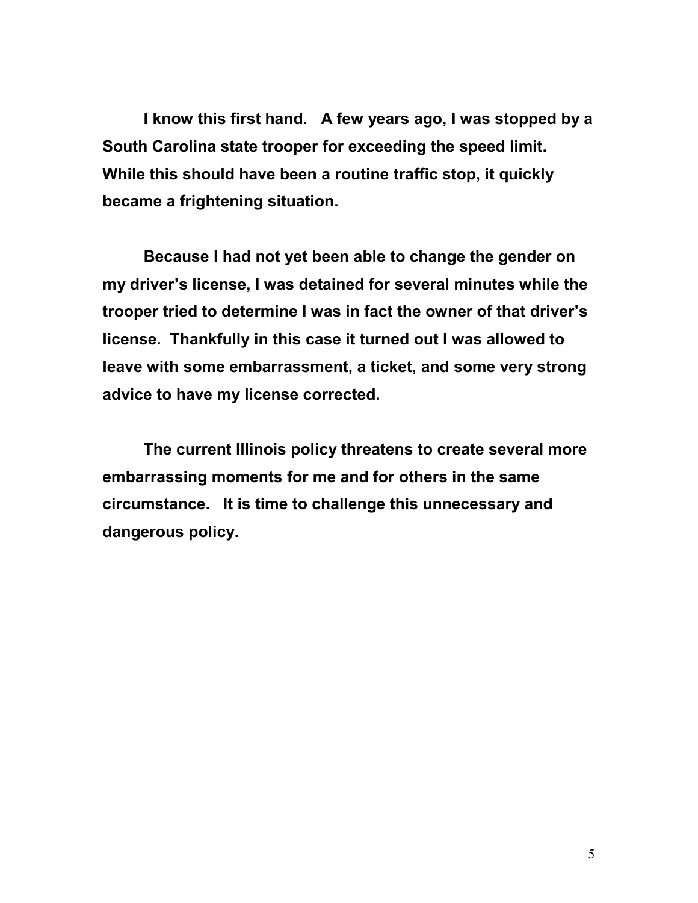**I know this first hand. A few years ago, I was stopped by a South Carolina state trooper for exceeding the speed limit. While this should have been a routine traffic stop, it quickly became a frightening situation.**

**Because I had not yet been able to change the gender on my driver's license, I was detained for several minutes while the trooper tried to determine I was in fact the owner of that driver's license. Thankfully in this case it turned out I was allowed to leave with some embarrassment, a ticket, and some very strong advice to have my license corrected.**

**The current Illinois policy threatens to create several more embarrassing moments for me and for others in the same circumstance. It is time to challenge this unnecessary and dangerous policy.**